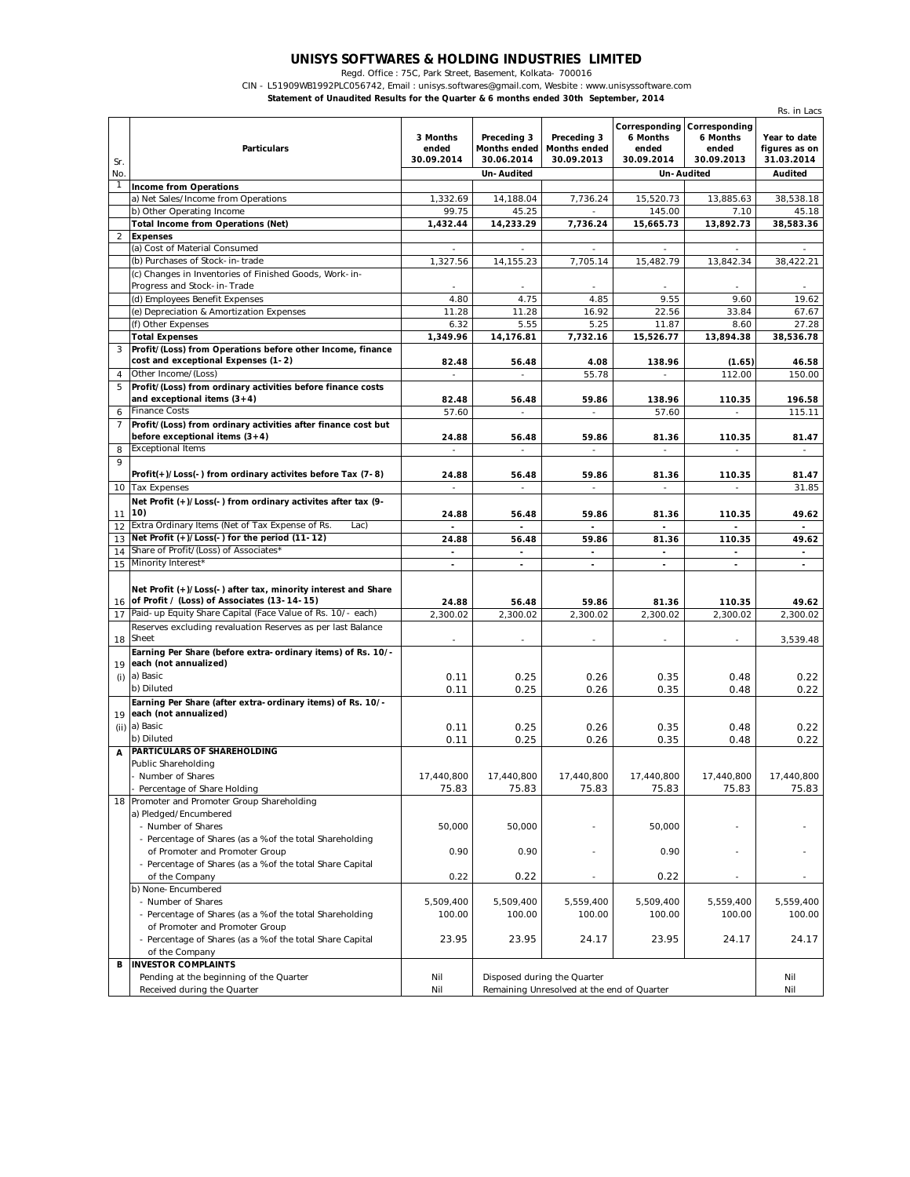# UNISYS SOFTWARES & HOLDING INDUSTRIES LIMITED

Regd. Office : 75C, Park Street, Basement, Kolkata- 700016

CIN - L51909WB1992PLC056742, Email : unisys.softwares@gmail.com, Wesbite : www.unisyssoftware.com

**Statement of Unaudited Results for the Quarter & 6 months ended 30th September, 2014**

Rs. in Lacs

| Sr. No. | Particulars | 3 Months ended 30.09.2014 | Preceding 3 Months ended 30.06.2014 | Preceding 3 Months ended 30.09.2013 | Corresponding 6 Months ended 30.09.2014 | Corresponding 6 Months ended 30.09.2013 | Year to date figures as on 31.03.2014 |
|---|---|---|---|---|---|---|---|
| | | Un-Audited | | | Un-Audited | | Audited |
| 1 | **Income from Operations** | | | | | | |
| | a) Net Sales/Income from Operations | 1,332.69 | 14,188.04 | 7,736.24 | 15,520.73 | 13,885.63 | 38,538.18 |
| | b) Other Operating Income | 99.75 | 45.25 | - | 145.00 | 7.10 | 45.18 |
| | **Total Income from Operations (Net)** | **1,432.44** | **14,233.29** | **7,736.24** | **15,665.73** | **13,892.73** | **38,583.36** |
| 2 | **Expenses** | | | | | | |
| | (a) Cost of Material Consumed | - | - | - | - | - | - |
| | (b) Purchases of Stock-in-trade | 1,327.56 | 14,155.23 | 7,705.14 | 15,482.79 | 13,842.34 | 38,422.21 |
| | (c) Changes in Inventories of Finished Goods, Work-in-Progress and Stock-in-Trade | - | - | - | - | - | - |
| | (d) Employees Benefit Expenses | 4.80 | 4.75 | 4.85 | 9.55 | 9.60 | 19.62 |
| | (e) Depreciation & Amortization Expenses | 11.28 | 11.28 | 16.92 | 22.56 | 33.84 | 67.67 |
| | (f) Other Expenses | 6.32 | 5.55 | 5.25 | 11.87 | 8.60 | 27.28 |
| | **Total Expenses** | **1,349.96** | **14,176.81** | **7,732.16** | **15,526.77** | **13,894.38** | **38,536.78** |
| 3 | **Profit/(Loss) from Operations before other Income, finance cost and exceptional Expenses (1-2)** | **82.48** | **56.48** | **4.08** | **138.96** | **(1.65)** | **46.58** |
| 4 | Other Income/(Loss) | - | - | 55.78 | - | 112.00 | 150.00 |
| 5 | **Profit/(Loss) from ordinary activities before finance costs and exceptional items (3+4)** | **82.48** | **56.48** | **59.86** | **138.96** | **110.35** | **196.58** |
| 6 | Finance Costs | 57.60 | - | - | 57.60 | - | 115.11 |
| 7 | **Profit/(Loss) from ordinary activities after finance cost but before exceptional items (3+4)** | **24.88** | **56.48** | **59.86** | **81.36** | **110.35** | **81.47** |
| 8 | Exceptional Items | - | - | - | - | - | - |
| 9 | **Profit(+)/Loss(-) from ordinary activites before Tax (7-8)** | **24.88** | **56.48** | **59.86** | **81.36** | **110.35** | **81.47** |
| 10 | Tax Expenses | - | - | - | - | - | 31.85 |
| 11 | **Net Profit (+)/Loss(-) from ordinary activites after tax (9-10)** | **24.88** | **56.48** | **59.86** | **81.36** | **110.35** | **49.62** |
| 12 | Extra Ordinary Items (Net of Tax Expense of Rs. Lac) | - | - | - | - | - | - |
| 13 | **Net Profit (+)/Loss(-) for the period (11-12)** | **24.88** | **56.48** | **59.86** | **81.36** | **110.35** | **49.62** |
| 14 | Share of Profit/(Loss) of Associates* | - | - | - | - | - | - |
| 15 | Minority Interest* | - | - | - | - | - | - |
| 16 | **Net Profit (+)/Loss(-) after tax, minority interest and Share of Profit / (Loss) of Associates (13-14-15)** | **24.88** | **56.48** | **59.86** | **81.36** | **110.35** | **49.62** |
| 17 | Paid-up Equity Share Capital (Face Value of Rs. 10/- each) | 2,300.02 | 2,300.02 | 2,300.02 | 2,300.02 | 2,300.02 | 2,300.02 |
| 18 | Reserves excluding revaluation Reserves as per last Balance Sheet | - | - | - | - | - | 3,539.48 |
| 19 (i) | **Earning Per Share (before extra-ordinary items) of Rs. 10/- each (not annualized)** | | | | | | |
| | a) Basic | 0.11 | 0.25 | 0.26 | 0.35 | 0.48 | 0.22 |
| | b) Diluted | 0.11 | 0.25 | 0.26 | 0.35 | 0.48 | 0.22 |
| 19 (ii) | **Earning Per Share (after extra-ordinary items) of Rs. 10/- each (not annualized)** | | | | | | |
| | a) Basic | 0.11 | 0.25 | 0.26 | 0.35 | 0.48 | 0.22 |
| | b) Diluted | 0.11 | 0.25 | 0.26 | 0.35 | 0.48 | 0.22 |
| **A** | **PARTICULARS OF SHAREHOLDING** | | | | | | |
| | Public Shareholding | | | | | | |
| | - Number of Shares | 17,440,800 | 17,440,800 | 17,440,800 | 17,440,800 | 17,440,800 | 17,440,800 |
| | - Percentage of Share Holding | 75.83 | 75.83 | 75.83 | 75.83 | 75.83 | 75.83 |
| 18 | Promoter and Promoter Group Shareholding | | | | | | |
| | a) Pledged/Encumbered | | | | | | |
| | - Number of Shares | 50,000 | 50,000 | - | 50,000 | - | - |
| | - Percentage of Shares (as a % of the total Shareholding of Promoter and Promoter Group | 0.90 | 0.90 | - | 0.90 | - | - |
| | - Percentage of Shares (as a % of the total Share Capital of the Company | 0.22 | 0.22 | - | 0.22 | - | - |
| | b) None-Encumbered | | | | | | |
| | - Number of Shares | 5,509,400 | 5,509,400 | 5,559,400 | 5,509,400 | 5,559,400 | 5,559,400 |
| | - Percentage of Shares (as a % of the total Shareholding of Promoter and Promoter Group | 100.00 | 100.00 | 100.00 | 100.00 | 100.00 | 100.00 |
| | - Percentage of Shares (as a % of the total Share Capital of the Company | 23.95 | 23.95 | 24.17 | 23.95 | 24.17 | 24.17 |
| **B** | **INVESTOR COMPLAINTS** | | | | | | |
| | Pending at the beginning of the Quarter | Nil | Disposed during the Quarter | | | | Nil |
| | Received during the Quarter | Nil | Remaining Unresolved at the end of Quarter | | | | Nil |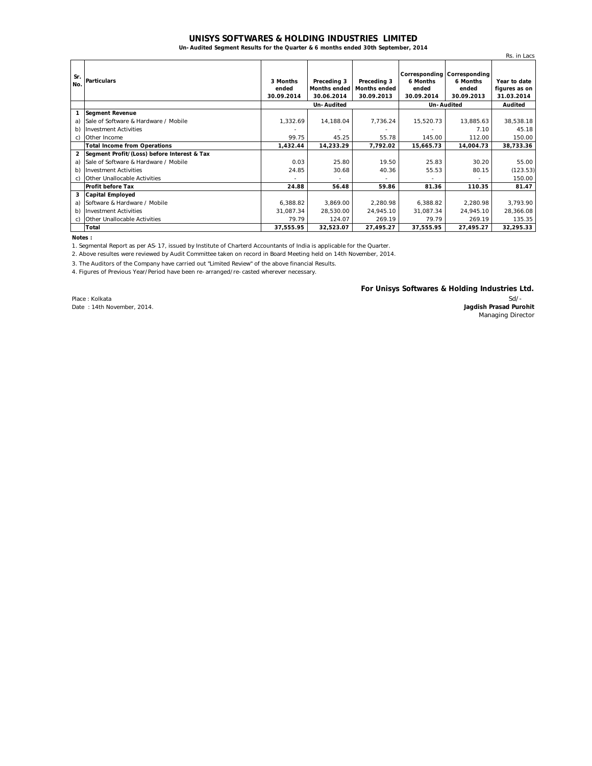# UNISYS SOFTWARES & HOLDING INDUSTRIES LIMITED

**Un-Audited Segment Results for the Quarter & 6 months ended 30th September, 2014**

Rs. in Lacs

| Sr. No. | Particulars | 3 Months ended 30.09.2014 | Preceding 3 Months ended 30.06.2014 | Preceding 3 Months ended 30.09.2013 | Corresponding 6 Months ended 30.09.2014 | Corresponding 6 Months ended 30.09.2013 | Year to date figures as on 31.03.2014 |
|---|---|---|---|---|---|---|---|
| | | Un-Audited | | | Un-Audited | | Audited |
| **1** | **Segment Revenue** | | | | | | |
| a) | Sale of Software & Hardware / Mobile | 1,332.69 | 14,188.04 | 7,736.24 | 15,520.73 | 13,885.63 | 38,538.18 |
| b) | Investment Activities | - | - | - | - | 7.10 | 45.18 |
| c) | Other Income | 99.75 | 45.25 | 55.78 | 145.00 | 112.00 | 150.00 |
| | **Total Income from Operations** | **1,432.44** | **14,233.29** | **7,792.02** | **15,665.73** | **14,004.73** | **38,733.36** |
| **2** | **Segment Profit/(Loss) before Interest & Tax** | | | | | | |
| a) | Sale of Software & Hardware / Mobile | 0.03 | 25.80 | 19.50 | 25.83 | 30.20 | 55.00 |
| b) | Investment Activities | 24.85 | 30.68 | 40.36 | 55.53 | 80.15 | (123.53) |
| c) | Other Unallocable Activities | - | - | - | - | - | 150.00 |
| | **Profit before Tax** | **24.88** | **56.48** | **59.86** | **81.36** | **110.35** | **81.47** |
| **3** | **Capital Employed** | | | | | | |
| a) | Software & Hardware / Mobile | 6,388.82 | 3,869.00 | 2,280.98 | 6,388.82 | 2,280.98 | 3,793.90 |
| b) | Investment Activities | 31,087.34 | 28,530.00 | 24,945.10 | 31,087.34 | 24,945.10 | 28,366.08 |
| c) | Other Unallocable Activities | 79.79 | 124.07 | 269.19 | 79.79 | 269.19 | 135.35 |
| | **Total** | **37,555.95** | **32,523.07** | **27,495.27** | **37,555.95** | **27,495.27** | **32,295.33** |

**Notes :**

1. Segmental Report as per AS-17, issued by Institute of Charterd Accountants of India is applicable for the Quarter.
2. Above resultes were reviewed by Audit Committee taken on record in Board Meeting held on 14th November, 2014.
3. The Auditors of the Company have carried out "Limited Review" of the above financial Results.
4. Figures of Previous Year/Period have been re-arranged/re-casted wherever necessary.

**For Unisys Softwares & Holding Industries Ltd.**

Place : Kolkata
Date : 14th November, 2014.

Sd/-
**Jagdish Prasad Purohit**
Managing Director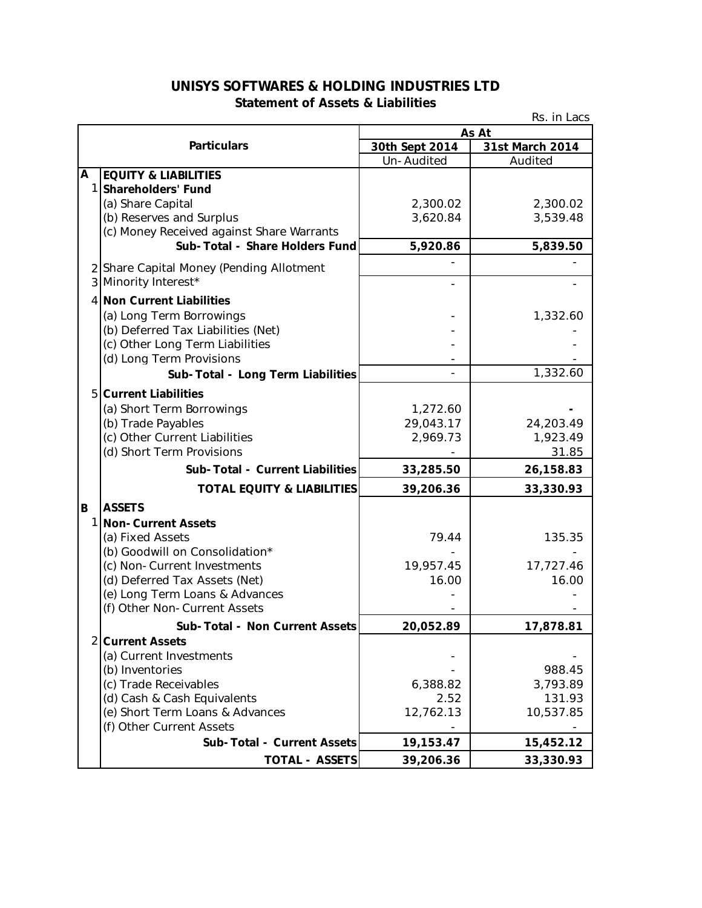# UNISYS SOFTWARES & HOLDING INDUSTRIES LTD

## Statement of Assets & Liabilities

Rs. in Lacs

| | Particulars | As At | |
|---|---|---|---|
| | | 30th Sept 2014 | 31st March 2014 |
| | | Un-Audited | Audited |
| **A** | **EQUITY & LIABILITIES** | | |
| 1 | **Shareholders' Fund** | | |
| | (a) Share Capital | 2,300.02 | 2,300.02 |
| | (b) Reserves and Surplus | 3,620.84 | 3,539.48 |
| | (c) Money Received against Share Warrants | | |
| | **Sub-Total - Share Holders Fund** | **5,920.86** | **5,839.50** |
| 2 | Share Capital Money (Pending Allotment | - | - |
| 3 | Minority Interest* | - | - |
| 4 | **Non Current Liabilities** | | |
| | (a) Long Term Borrowings | - | 1,332.60 |
| | (b) Deferred Tax Liabilities (Net) | - | - |
| | (c) Other Long Term Liabilities | - | - |
| | (d) Long Term Provisions | - | - |
| | **Sub-Total - Long Term Liabilities** | - | 1,332.60 |
| 5 | **Current Liabilities** | | |
| | (a) Short Term Borrowings | 1,272.60 | - |
| | (b) Trade Payables | 29,043.17 | 24,203.49 |
| | (c) Other Current Liabilities | 2,969.73 | 1,923.49 |
| | (d) Short Term Provisions | - | 31.85 |
| | **Sub-Total - Current Liabilities** | **33,285.50** | **26,158.83** |
| | **TOTAL EQUITY & LIABILITIES** | **39,206.36** | **33,330.93** |
| **B** | **ASSETS** | | |
| 1 | **Non-Current Assets** | | |
| | (a) Fixed Assets | 79.44 | 135.35 |
| | (b) Goodwill on Consolidation* | - | - |
| | (c) Non-Current Investments | 19,957.45 | 17,727.46 |
| | (d) Deferred Tax Assets (Net) | 16.00 | 16.00 |
| | (e) Long Term Loans & Advances | - | - |
| | (f) Other Non-Current Assets | - | - |
| | **Sub-Total - Non Current Assets** | **20,052.89** | **17,878.81** |
| 2 | **Current Assets** | | |
| | (a) Current Investments | - | - |
| | (b) Inventories | - | 988.45 |
| | (c) Trade Receivables | 6,388.82 | 3,793.89 |
| | (d) Cash & Cash Equivalents | 2.52 | 131.93 |
| | (e) Short Term Loans & Advances | 12,762.13 | 10,537.85 |
| | (f) Other Current Assets | - | - |
| | **Sub-Total - Current Assets** | **19,153.47** | **15,452.12** |
| | **TOTAL - ASSETS** | **39,206.36** | **33,330.93** |